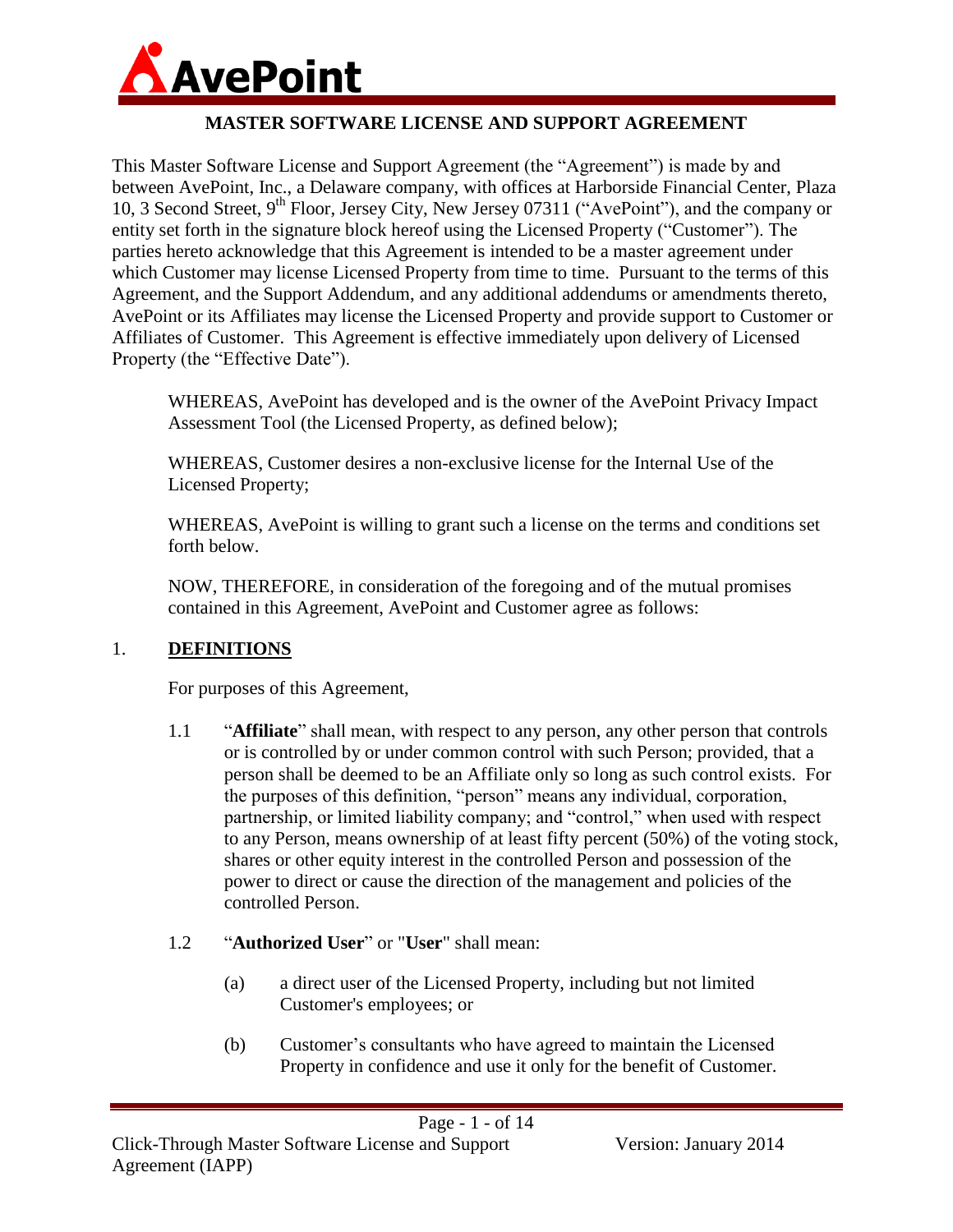# MASTER SOFTWARE LICENSE AND SUPPORT AGREEMENT

This Master Software License and Support Agreement (the "Agreement") is made by and between AvePoint, Inc., a Delaware company, with offices at Harborside Financial Center, Plaza 10, 3 Second Street, 9th Floor, Jersey City, New Jersey 07311 ("AvePoint"), and the company or entity set forth in the signature block hereof using the Licensed Property ("Customer"). The parties hereto acknowledge that this Agreement is intended to be a master agreement under which Customer may license Licensed Property from time to time. Pursuant to the terms of this Agreement, and the Support Addendum, and any additional addendums or amendments thereto, AvePoint or its Affiliates may license the Licensed Property and provide support to Customer or Affiliates of Customer. This Agreement is effective immediately upon delivery of Licensed Property (the "Effective Date").

WHEREAS, AvePoint has developed and is the owner of the AvePoint Privacy Impact Assessment Tool (the Licensed Property, as defined below);

WHEREAS, Customer desires a non-exclusive license for the Internal Use of the Licensed Property;

WHEREAS, AvePoint is willing to grant such a license on the terms and conditions set forth below.

NOW, THEREFORE, in consideration of the foregoing and of the mutual promises contained in this Agreement, AvePoint and Customer agree as follows:

## 1. DEFINITIONS

For purposes of this Agreement,

1.1 "**Affiliate**" shall mean, with respect to any person, any other person that controls or is controlled by or under common control with such Person; provided, that a person shall be deemed to be an Affiliate only so long as such control exists. For the purposes of this definition, "person" means any individual, corporation, partnership, or limited liability company; and "control," when used with respect to any Person, means ownership of at least fifty percent (50%) of the voting stock, shares or other equity interest in the controlled Person and possession of the power to direct or cause the direction of the management and policies of the controlled Person.

1.2 "**Authorized User**" or "**User**" shall mean:

(a) a direct user of the Licensed Property, including but not limited Customer's employees; or

(b) Customer's consultants who have agreed to maintain the Licensed Property in confidence and use it only for the benefit of Customer.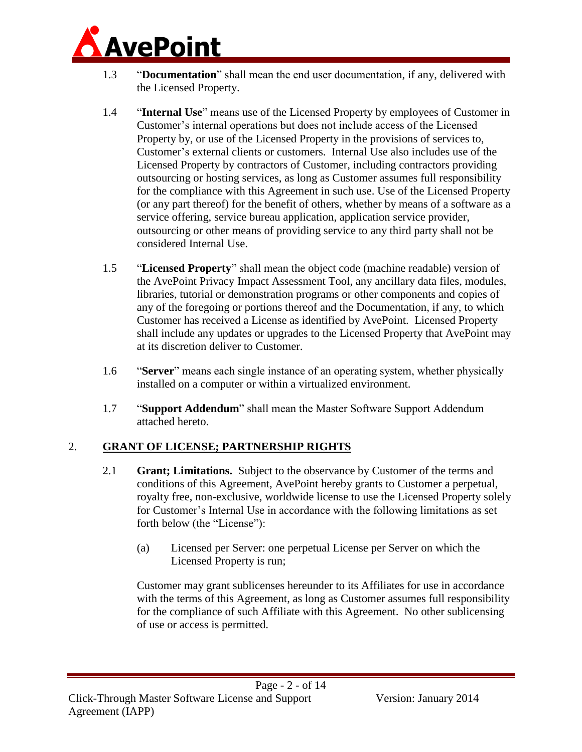1.3 "**Documentation**" shall mean the end user documentation, if any, delivered with the Licensed Property.

1.4 "**Internal Use**" means use of the Licensed Property by employees of Customer in Customer's internal operations but does not include access of the Licensed Property by, or use of the Licensed Property in the provisions of services to, Customer's external clients or customers. Internal Use also includes use of the Licensed Property by contractors of Customer, including contractors providing outsourcing or hosting services, as long as Customer assumes full responsibility for the compliance with this Agreement in such use. Use of the Licensed Property (or any part thereof) for the benefit of others, whether by means of a software as a service offering, service bureau application, application service provider, outsourcing or other means of providing service to any third party shall not be considered Internal Use.

1.5 "**Licensed Property**" shall mean the object code (machine readable) version of the AvePoint Privacy Impact Assessment Tool, any ancillary data files, modules, libraries, tutorial or demonstration programs or other components and copies of any of the foregoing or portions thereof and the Documentation, if any, to which Customer has received a License as identified by AvePoint. Licensed Property shall include any updates or upgrades to the Licensed Property that AvePoint may at its discretion deliver to Customer.

1.6 "**Server**" means each single instance of an operating system, whether physically installed on a computer or within a virtualized environment.

1.7 "**Support Addendum**" shall mean the Master Software Support Addendum attached hereto.

## 2. GRANT OF LICENSE; PARTNERSHIP RIGHTS

2.1 **Grant; Limitations.** Subject to the observance by Customer of the terms and conditions of this Agreement, AvePoint hereby grants to Customer a perpetual, royalty free, non-exclusive, worldwide license to use the Licensed Property solely for Customer's Internal Use in accordance with the following limitations as set forth below (the "License"):

(a) Licensed per Server: one perpetual License per Server on which the Licensed Property is run;

Customer may grant sublicenses hereunder to its Affiliates for use in accordance with the terms of this Agreement, as long as Customer assumes full responsibility for the compliance of such Affiliate with this Agreement. No other sublicensing of use or access is permitted.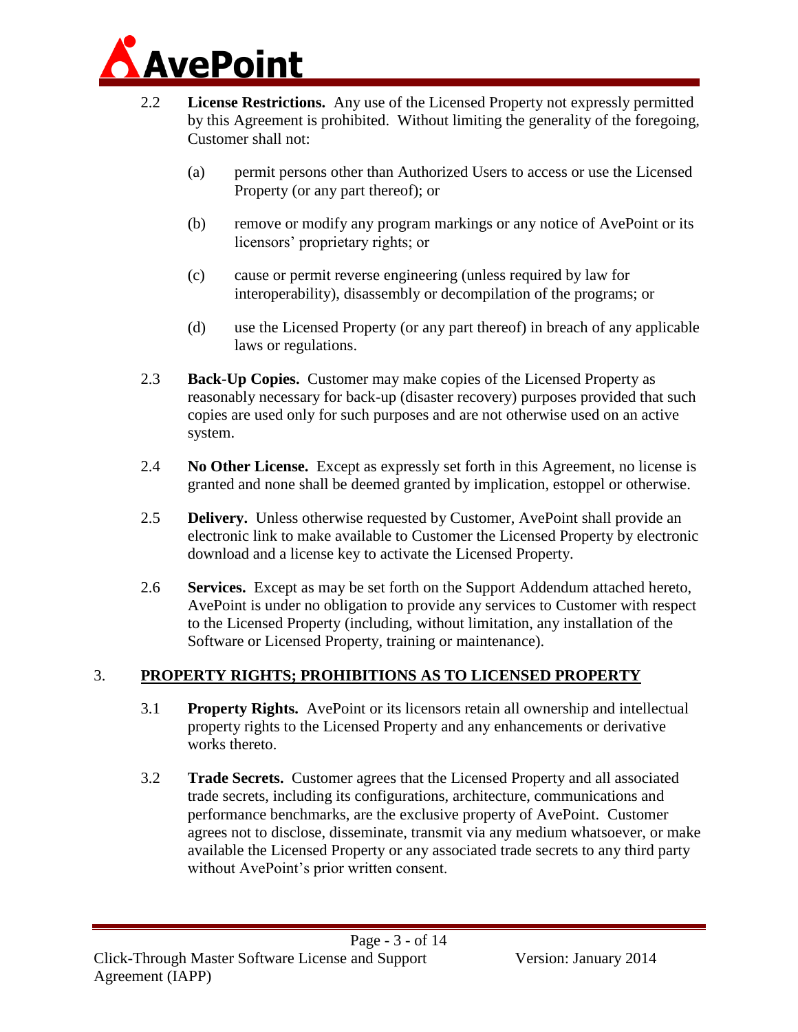2.2 **License Restrictions.** Any use of the Licensed Property not expressly permitted by this Agreement is prohibited. Without limiting the generality of the foregoing, Customer shall not:

(a) permit persons other than Authorized Users to access or use the Licensed Property (or any part thereof); or

(b) remove or modify any program markings or any notice of AvePoint or its licensors' proprietary rights; or

(c) cause or permit reverse engineering (unless required by law for interoperability), disassembly or decompilation of the programs; or

(d) use the Licensed Property (or any part thereof) in breach of any applicable laws or regulations.

2.3 **Back-Up Copies.** Customer may make copies of the Licensed Property as reasonably necessary for back-up (disaster recovery) purposes provided that such copies are used only for such purposes and are not otherwise used on an active system.

2.4 **No Other License.** Except as expressly set forth in this Agreement, no license is granted and none shall be deemed granted by implication, estoppel or otherwise.

2.5 **Delivery.** Unless otherwise requested by Customer, AvePoint shall provide an electronic link to make available to Customer the Licensed Property by electronic download and a license key to activate the Licensed Property.

2.6 **Services.** Except as may be set forth on the Support Addendum attached hereto, AvePoint is under no obligation to provide any services to Customer with respect to the Licensed Property (including, without limitation, any installation of the Software or Licensed Property, training or maintenance).

## 3. PROPERTY RIGHTS; PROHIBITIONS AS TO LICENSED PROPERTY

3.1 **Property Rights.** AvePoint or its licensors retain all ownership and intellectual property rights to the Licensed Property and any enhancements or derivative works thereto.

3.2 **Trade Secrets.** Customer agrees that the Licensed Property and all associated trade secrets, including its configurations, architecture, communications and performance benchmarks, are the exclusive property of AvePoint. Customer agrees not to disclose, disseminate, transmit via any medium whatsoever, or make available the Licensed Property or any associated trade secrets to any third party without AvePoint's prior written consent.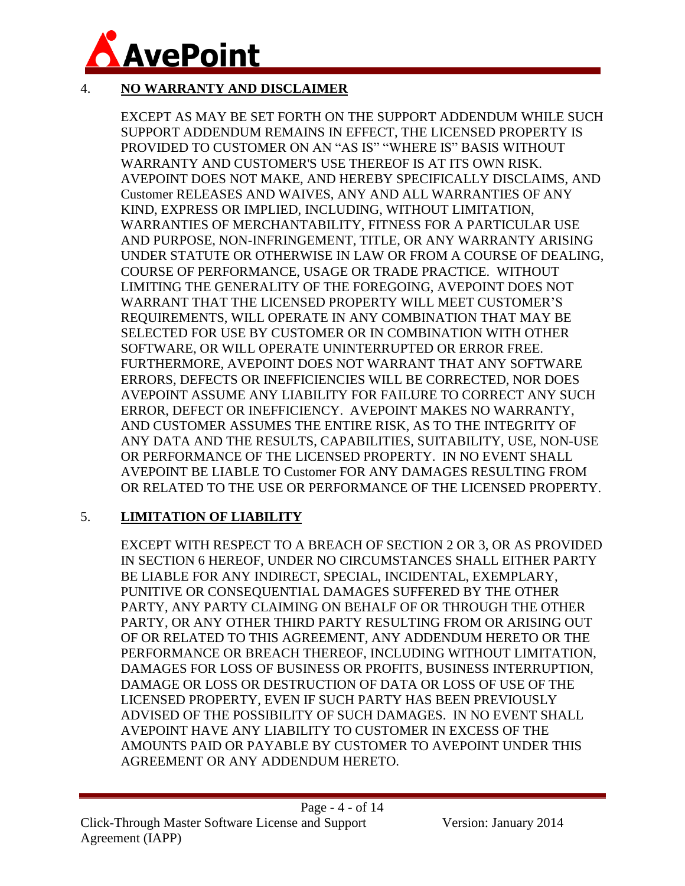## 4. **NO WARRANTY AND DISCLAIMER**

EXCEPT AS MAY BE SET FORTH ON THE SUPPORT ADDENDUM WHILE SUCH SUPPORT ADDENDUM REMAINS IN EFFECT, THE LICENSED PROPERTY IS PROVIDED TO CUSTOMER ON AN "AS IS" "WHERE IS" BASIS WITHOUT WARRANTY AND CUSTOMER'S USE THEREOF IS AT ITS OWN RISK. AVEPOINT DOES NOT MAKE, AND HEREBY SPECIFICALLY DISCLAIMS, AND Customer RELEASES AND WAIVES, ANY AND ALL WARRANTIES OF ANY KIND, EXPRESS OR IMPLIED, INCLUDING, WITHOUT LIMITATION, WARRANTIES OF MERCHANTABILITY, FITNESS FOR A PARTICULAR USE AND PURPOSE, NON-INFRINGEMENT, TITLE, OR ANY WARRANTY ARISING UNDER STATUTE OR OTHERWISE IN LAW OR FROM A COURSE OF DEALING, COURSE OF PERFORMANCE, USAGE OR TRADE PRACTICE. WITHOUT LIMITING THE GENERALITY OF THE FOREGOING, AVEPOINT DOES NOT WARRANT THAT THE LICENSED PROPERTY WILL MEET CUSTOMER'S REQUIREMENTS, WILL OPERATE IN ANY COMBINATION THAT MAY BE SELECTED FOR USE BY CUSTOMER OR IN COMBINATION WITH OTHER SOFTWARE, OR WILL OPERATE UNINTERRUPTED OR ERROR FREE. FURTHERMORE, AVEPOINT DOES NOT WARRANT THAT ANY SOFTWARE ERRORS, DEFECTS OR INEFFICIENCIES WILL BE CORRECTED, NOR DOES AVEPOINT ASSUME ANY LIABILITY FOR FAILURE TO CORRECT ANY SUCH ERROR, DEFECT OR INEFFICIENCY. AVEPOINT MAKES NO WARRANTY, AND CUSTOMER ASSUMES THE ENTIRE RISK, AS TO THE INTEGRITY OF ANY DATA AND THE RESULTS, CAPABILITIES, SUITABILITY, USE, NON-USE OR PERFORMANCE OF THE LICENSED PROPERTY. IN NO EVENT SHALL AVEPOINT BE LIABLE TO Customer FOR ANY DAMAGES RESULTING FROM OR RELATED TO THE USE OR PERFORMANCE OF THE LICENSED PROPERTY.

## 5. **LIMITATION OF LIABILITY**

EXCEPT WITH RESPECT TO A BREACH OF SECTION 2 OR 3, OR AS PROVIDED IN SECTION 6 HEREOF, UNDER NO CIRCUMSTANCES SHALL EITHER PARTY BE LIABLE FOR ANY INDIRECT, SPECIAL, INCIDENTAL, EXEMPLARY, PUNITIVE OR CONSEQUENTIAL DAMAGES SUFFERED BY THE OTHER PARTY, ANY PARTY CLAIMING ON BEHALF OF OR THROUGH THE OTHER PARTY, OR ANY OTHER THIRD PARTY RESULTING FROM OR ARISING OUT OF OR RELATED TO THIS AGREEMENT, ANY ADDENDUM HERETO OR THE PERFORMANCE OR BREACH THEREOF, INCLUDING WITHOUT LIMITATION, DAMAGES FOR LOSS OF BUSINESS OR PROFITS, BUSINESS INTERRUPTION, DAMAGE OR LOSS OR DESTRUCTION OF DATA OR LOSS OF USE OF THE LICENSED PROPERTY, EVEN IF SUCH PARTY HAS BEEN PREVIOUSLY ADVISED OF THE POSSIBILITY OF SUCH DAMAGES. IN NO EVENT SHALL AVEPOINT HAVE ANY LIABILITY TO CUSTOMER IN EXCESS OF THE AMOUNTS PAID OR PAYABLE BY CUSTOMER TO AVEPOINT UNDER THIS AGREEMENT OR ANY ADDENDUM HERETO.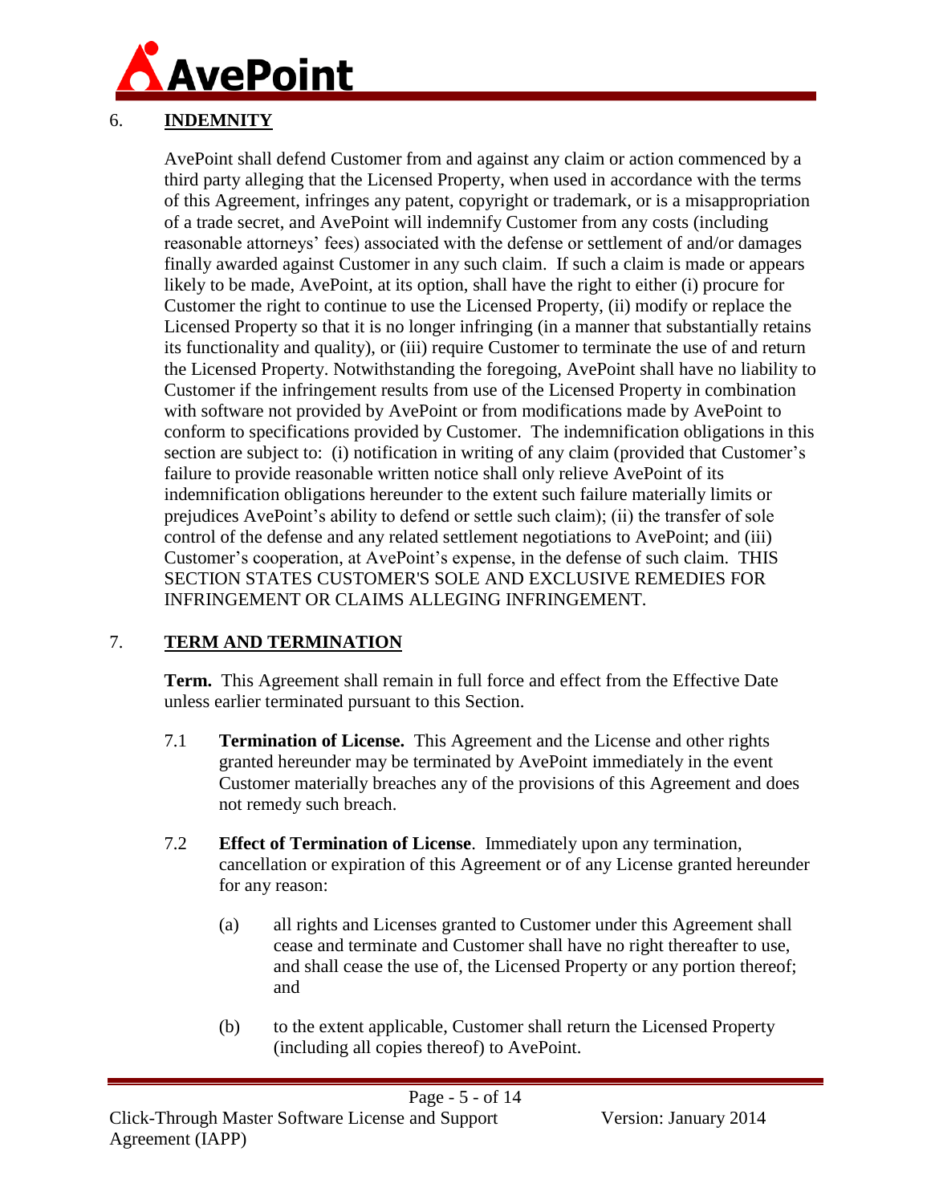## 6. **INDEMNITY**

AvePoint shall defend Customer from and against any claim or action commenced by a third party alleging that the Licensed Property, when used in accordance with the terms of this Agreement, infringes any patent, copyright or trademark, or is a misappropriation of a trade secret, and AvePoint will indemnify Customer from any costs (including reasonable attorneys' fees) associated with the defense or settlement of and/or damages finally awarded against Customer in any such claim. If such a claim is made or appears likely to be made, AvePoint, at its option, shall have the right to either (i) procure for Customer the right to continue to use the Licensed Property, (ii) modify or replace the Licensed Property so that it is no longer infringing (in a manner that substantially retains its functionality and quality), or (iii) require Customer to terminate the use of and return the Licensed Property. Notwithstanding the foregoing, AvePoint shall have no liability to Customer if the infringement results from use of the Licensed Property in combination with software not provided by AvePoint or from modifications made by AvePoint to conform to specifications provided by Customer. The indemnification obligations in this section are subject to: (i) notification in writing of any claim (provided that Customer's failure to provide reasonable written notice shall only relieve AvePoint of its indemnification obligations hereunder to the extent such failure materially limits or prejudices AvePoint's ability to defend or settle such claim); (ii) the transfer of sole control of the defense and any related settlement negotiations to AvePoint; and (iii) Customer's cooperation, at AvePoint's expense, in the defense of such claim. THIS SECTION STATES CUSTOMER'S SOLE AND EXCLUSIVE REMEDIES FOR INFRINGEMENT OR CLAIMS ALLEGING INFRINGEMENT.

## 7. **TERM AND TERMINATION**

**Term.** This Agreement shall remain in full force and effect from the Effective Date unless earlier terminated pursuant to this Section.

7.1 **Termination of License.** This Agreement and the License and other rights granted hereunder may be terminated by AvePoint immediately in the event Customer materially breaches any of the provisions of this Agreement and does not remedy such breach.

7.2 **Effect of Termination of License**. Immediately upon any termination, cancellation or expiration of this Agreement or of any License granted hereunder for any reason:

(a) all rights and Licenses granted to Customer under this Agreement shall cease and terminate and Customer shall have no right thereafter to use, and shall cease the use of, the Licensed Property or any portion thereof; and

(b) to the extent applicable, Customer shall return the Licensed Property (including all copies thereof) to AvePoint.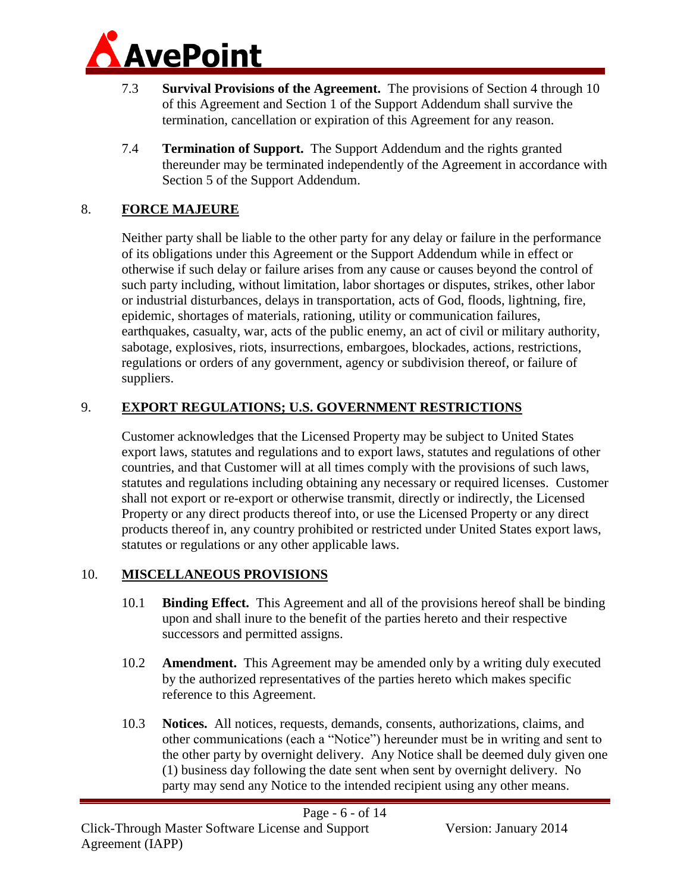7.3 **Survival Provisions of the Agreement.** The provisions of Section 4 through 10 of this Agreement and Section 1 of the Support Addendum shall survive the termination, cancellation or expiration of this Agreement for any reason.

7.4 **Termination of Support.** The Support Addendum and the rights granted thereunder may be terminated independently of the Agreement in accordance with Section 5 of the Support Addendum.

## 8. FORCE MAJEURE

Neither party shall be liable to the other party for any delay or failure in the performance of its obligations under this Agreement or the Support Addendum while in effect or otherwise if such delay or failure arises from any cause or causes beyond the control of such party including, without limitation, labor shortages or disputes, strikes, other labor or industrial disturbances, delays in transportation, acts of God, floods, lightning, fire, epidemic, shortages of materials, rationing, utility or communication failures, earthquakes, casualty, war, acts of the public enemy, an act of civil or military authority, sabotage, explosives, riots, insurrections, embargoes, blockades, actions, restrictions, regulations or orders of any government, agency or subdivision thereof, or failure of suppliers.

## 9. EXPORT REGULATIONS; U.S. GOVERNMENT RESTRICTIONS

Customer acknowledges that the Licensed Property may be subject to United States export laws, statutes and regulations and to export laws, statutes and regulations of other countries, and that Customer will at all times comply with the provisions of such laws, statutes and regulations including obtaining any necessary or required licenses. Customer shall not export or re-export or otherwise transmit, directly or indirectly, the Licensed Property or any direct products thereof into, or use the Licensed Property or any direct products thereof in, any country prohibited or restricted under United States export laws, statutes or regulations or any other applicable laws.

## 10. MISCELLANEOUS PROVISIONS

10.1 **Binding Effect.** This Agreement and all of the provisions hereof shall be binding upon and shall inure to the benefit of the parties hereto and their respective successors and permitted assigns.

10.2 **Amendment.** This Agreement may be amended only by a writing duly executed by the authorized representatives of the parties hereto which makes specific reference to this Agreement.

10.3 **Notices.** All notices, requests, demands, consents, authorizations, claims, and other communications (each a "Notice") hereunder must be in writing and sent to the other party by overnight delivery. Any Notice shall be deemed duly given one (1) business day following the date sent when sent by overnight delivery. No party may send any Notice to the intended recipient using any other means.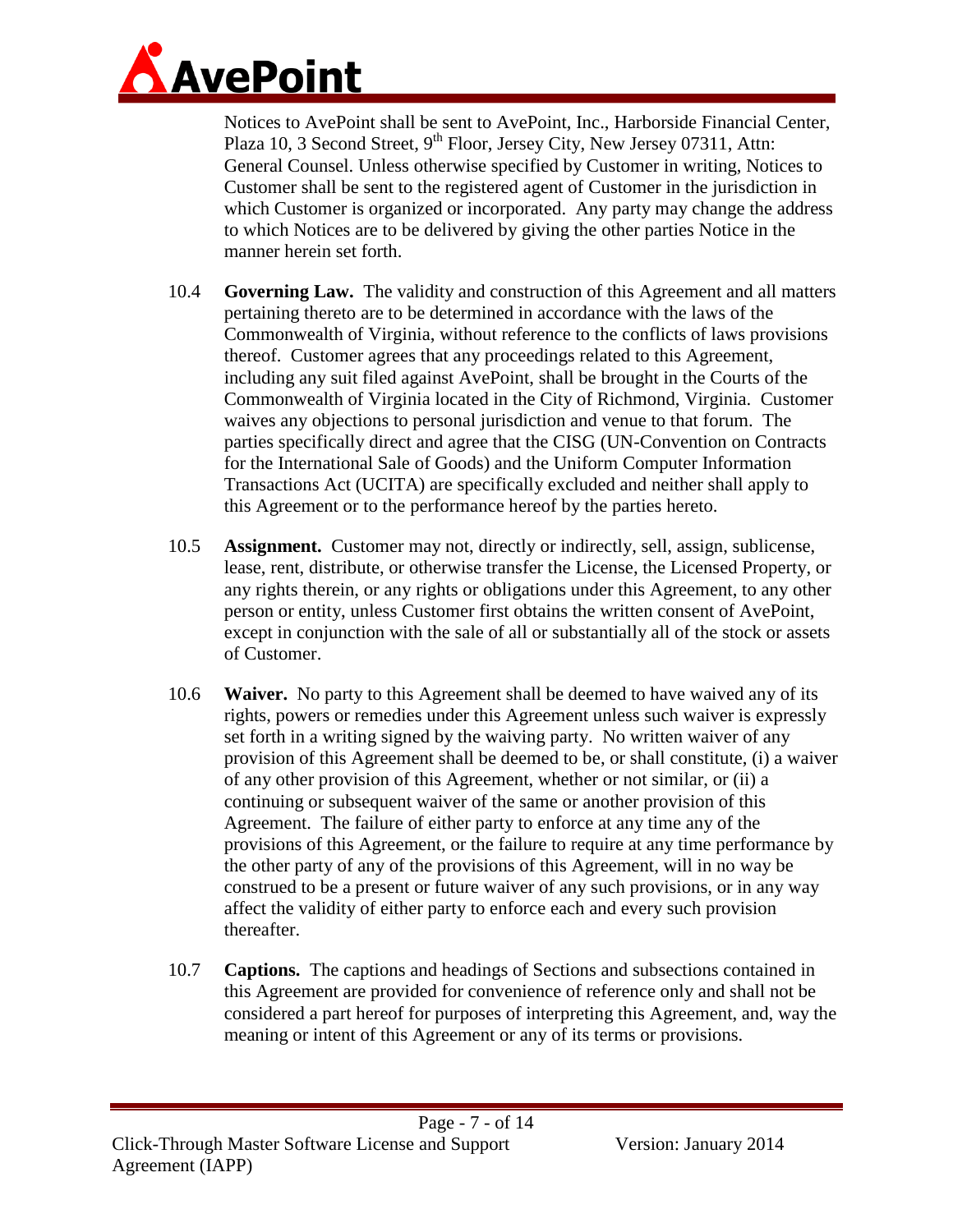Notices to AvePoint shall be sent to AvePoint, Inc., Harborside Financial Center, Plaza 10, 3 Second Street, 9th Floor, Jersey City, New Jersey 07311, Attn: General Counsel. Unless otherwise specified by Customer in writing, Notices to Customer shall be sent to the registered agent of Customer in the jurisdiction in which Customer is organized or incorporated. Any party may change the address to which Notices are to be delivered by giving the other parties Notice in the manner herein set forth.

10.4 **Governing Law.** The validity and construction of this Agreement and all matters pertaining thereto are to be determined in accordance with the laws of the Commonwealth of Virginia, without reference to the conflicts of laws provisions thereof. Customer agrees that any proceedings related to this Agreement, including any suit filed against AvePoint, shall be brought in the Courts of the Commonwealth of Virginia located in the City of Richmond, Virginia. Customer waives any objections to personal jurisdiction and venue to that forum. The parties specifically direct and agree that the CISG (UN-Convention on Contracts for the International Sale of Goods) and the Uniform Computer Information Transactions Act (UCITA) are specifically excluded and neither shall apply to this Agreement or to the performance hereof by the parties hereto.

10.5 **Assignment.** Customer may not, directly or indirectly, sell, assign, sublicense, lease, rent, distribute, or otherwise transfer the License, the Licensed Property, or any rights therein, or any rights or obligations under this Agreement, to any other person or entity, unless Customer first obtains the written consent of AvePoint, except in conjunction with the sale of all or substantially all of the stock or assets of Customer.

10.6 **Waiver.** No party to this Agreement shall be deemed to have waived any of its rights, powers or remedies under this Agreement unless such waiver is expressly set forth in a writing signed by the waiving party. No written waiver of any provision of this Agreement shall be deemed to be, or shall constitute, (i) a waiver of any other provision of this Agreement, whether or not similar, or (ii) a continuing or subsequent waiver of the same or another provision of this Agreement. The failure of either party to enforce at any time any of the provisions of this Agreement, or the failure to require at any time performance by the other party of any of the provisions of this Agreement, will in no way be construed to be a present or future waiver of any such provisions, or in any way affect the validity of either party to enforce each and every such provision thereafter.

10.7 **Captions.** The captions and headings of Sections and subsections contained in this Agreement are provided for convenience of reference only and shall not be considered a part hereof for purposes of interpreting this Agreement, and, way the meaning or intent of this Agreement or any of its terms or provisions.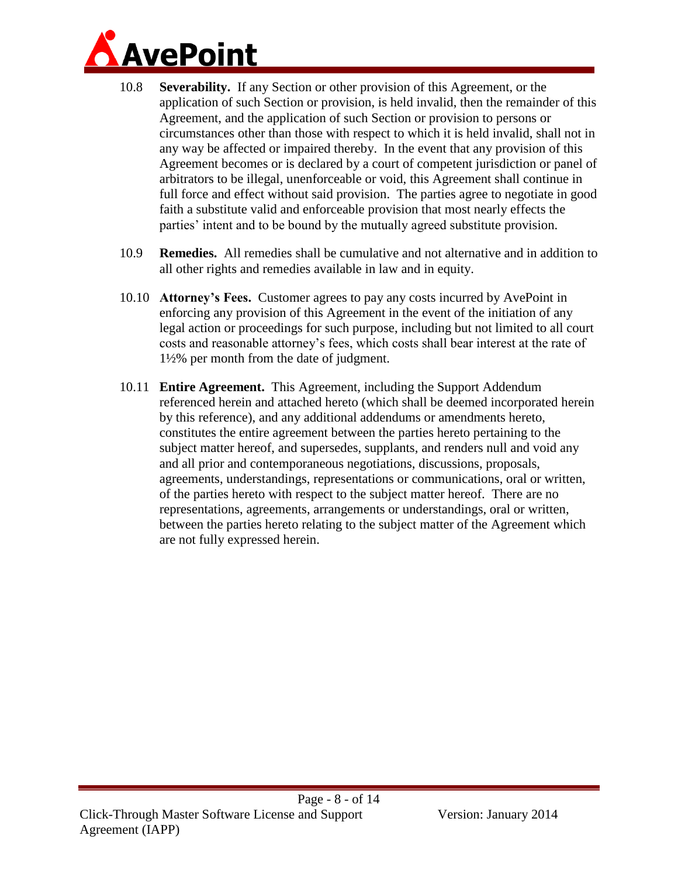10.8 **Severability.** If any Section or other provision of this Agreement, or the application of such Section or provision, is held invalid, then the remainder of this Agreement, and the application of such Section or provision to persons or circumstances other than those with respect to which it is held invalid, shall not in any way be affected or impaired thereby. In the event that any provision of this Agreement becomes or is declared by a court of competent jurisdiction or panel of arbitrators to be illegal, unenforceable or void, this Agreement shall continue in full force and effect without said provision. The parties agree to negotiate in good faith a substitute valid and enforceable provision that most nearly effects the parties' intent and to be bound by the mutually agreed substitute provision.

10.9 **Remedies.** All remedies shall be cumulative and not alternative and in addition to all other rights and remedies available in law and in equity.

10.10 **Attorney's Fees.** Customer agrees to pay any costs incurred by AvePoint in enforcing any provision of this Agreement in the event of the initiation of any legal action or proceedings for such purpose, including but not limited to all court costs and reasonable attorney's fees, which costs shall bear interest at the rate of 1½% per month from the date of judgment.

10.11 **Entire Agreement.** This Agreement, including the Support Addendum referenced herein and attached hereto (which shall be deemed incorporated herein by this reference), and any additional addendums or amendments hereto, constitutes the entire agreement between the parties hereto pertaining to the subject matter hereof, and supersedes, supplants, and renders null and void any and all prior and contemporaneous negotiations, discussions, proposals, agreements, understandings, representations or communications, oral or written, of the parties hereto with respect to the subject matter hereof. There are no representations, agreements, arrangements or understandings, oral or written, between the parties hereto relating to the subject matter of the Agreement which are not fully expressed herein.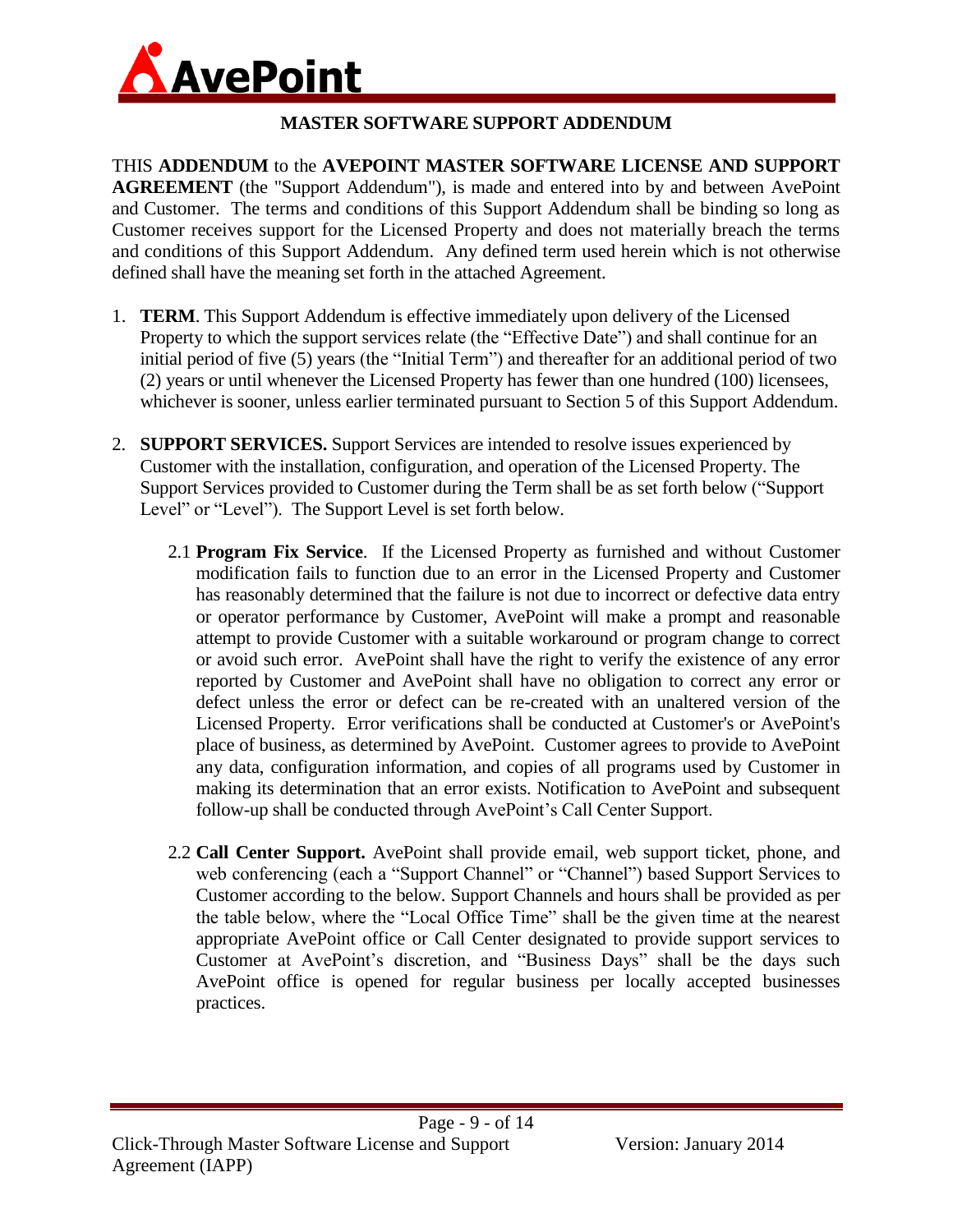# MASTER SOFTWARE SUPPORT ADDENDUM

THIS **ADDENDUM** to the **AVEPOINT MASTER SOFTWARE LICENSE AND SUPPORT AGREEMENT** (the "Support Addendum"), is made and entered into by and between AvePoint and Customer. The terms and conditions of this Support Addendum shall be binding so long as Customer receives support for the Licensed Property and does not materially breach the terms and conditions of this Support Addendum. Any defined term used herein which is not otherwise defined shall have the meaning set forth in the attached Agreement.

1. **TERM**. This Support Addendum is effective immediately upon delivery of the Licensed Property to which the support services relate (the "Effective Date") and shall continue for an initial period of five (5) years (the "Initial Term") and thereafter for an additional period of two (2) years or until whenever the Licensed Property has fewer than one hundred (100) licensees, whichever is sooner, unless earlier terminated pursuant to Section 5 of this Support Addendum.

2. **SUPPORT SERVICES.** Support Services are intended to resolve issues experienced by Customer with the installation, configuration, and operation of the Licensed Property. The Support Services provided to Customer during the Term shall be as set forth below ("Support Level" or "Level"). The Support Level is set forth below.

   2.1 **Program Fix Service**. If the Licensed Property as furnished and without Customer modification fails to function due to an error in the Licensed Property and Customer has reasonably determined that the failure is not due to incorrect or defective data entry or operator performance by Customer, AvePoint will make a prompt and reasonable attempt to provide Customer with a suitable workaround or program change to correct or avoid such error. AvePoint shall have the right to verify the existence of any error reported by Customer and AvePoint shall have no obligation to correct any error or defect unless the error or defect can be re-created with an unaltered version of the Licensed Property. Error verifications shall be conducted at Customer's or AvePoint's place of business, as determined by AvePoint. Customer agrees to provide to AvePoint any data, configuration information, and copies of all programs used by Customer in making its determination that an error exists. Notification to AvePoint and subsequent follow-up shall be conducted through AvePoint's Call Center Support.

   2.2 **Call Center Support.** AvePoint shall provide email, web support ticket, phone, and web conferencing (each a "Support Channel" or "Channel") based Support Services to Customer according to the below. Support Channels and hours shall be provided as per the table below, where the "Local Office Time" shall be the given time at the nearest appropriate AvePoint office or Call Center designated to provide support services to Customer at AvePoint's discretion, and "Business Days" shall be the days such AvePoint office is opened for regular business per locally accepted businesses practices.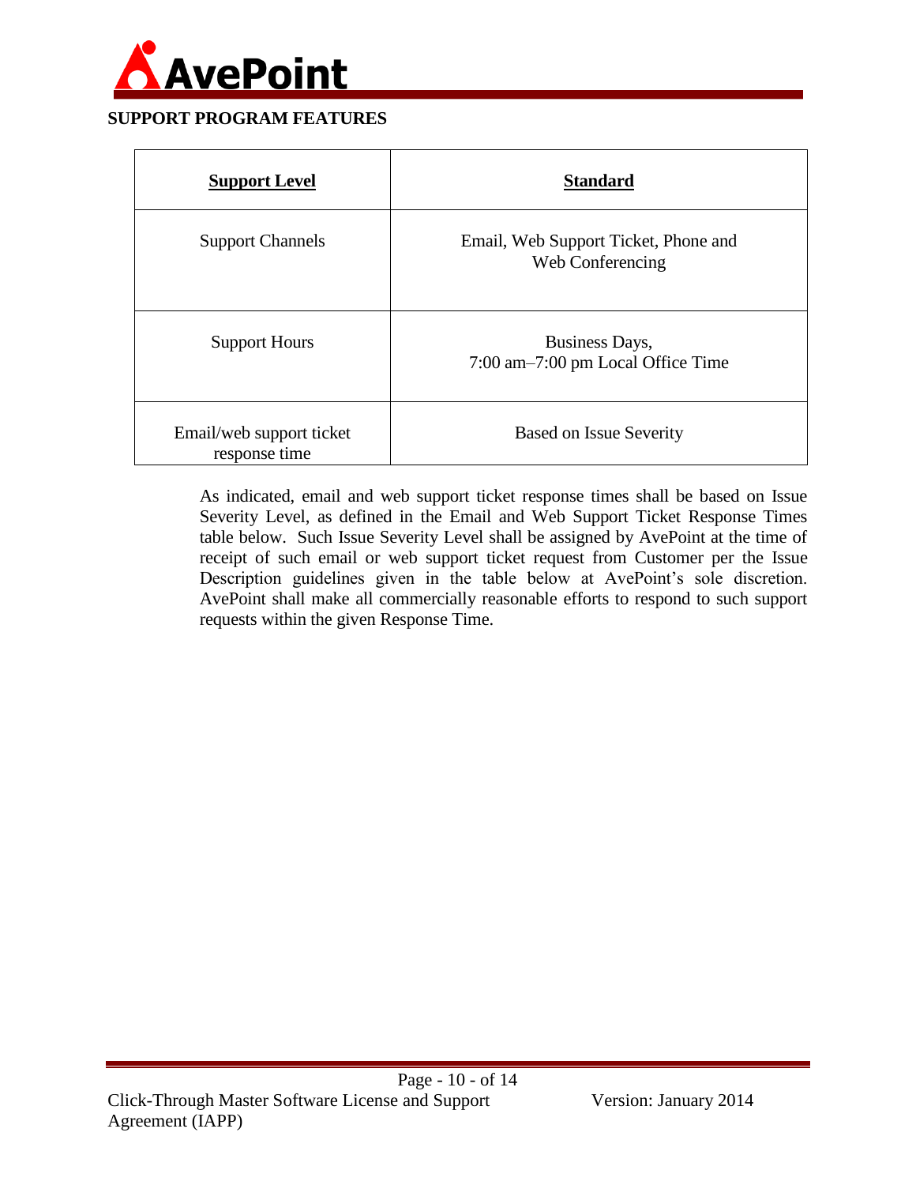## SUPPORT PROGRAM FEATURES

| **Support Level** | **Standard** |
|---|---|
| Support Channels | Email, Web Support Ticket, Phone and Web Conferencing |
| Support Hours | Business Days, 7:00 am–7:00 pm Local Office Time |
| Email/web support ticket response time | Based on Issue Severity |

As indicated, email and web support ticket response times shall be based on Issue Severity Level, as defined in the Email and Web Support Ticket Response Times table below. Such Issue Severity Level shall be assigned by AvePoint at the time of receipt of such email or web support ticket request from Customer per the Issue Description guidelines given in the table below at AvePoint's sole discretion. AvePoint shall make all commercially reasonable efforts to respond to such support requests within the given Response Time.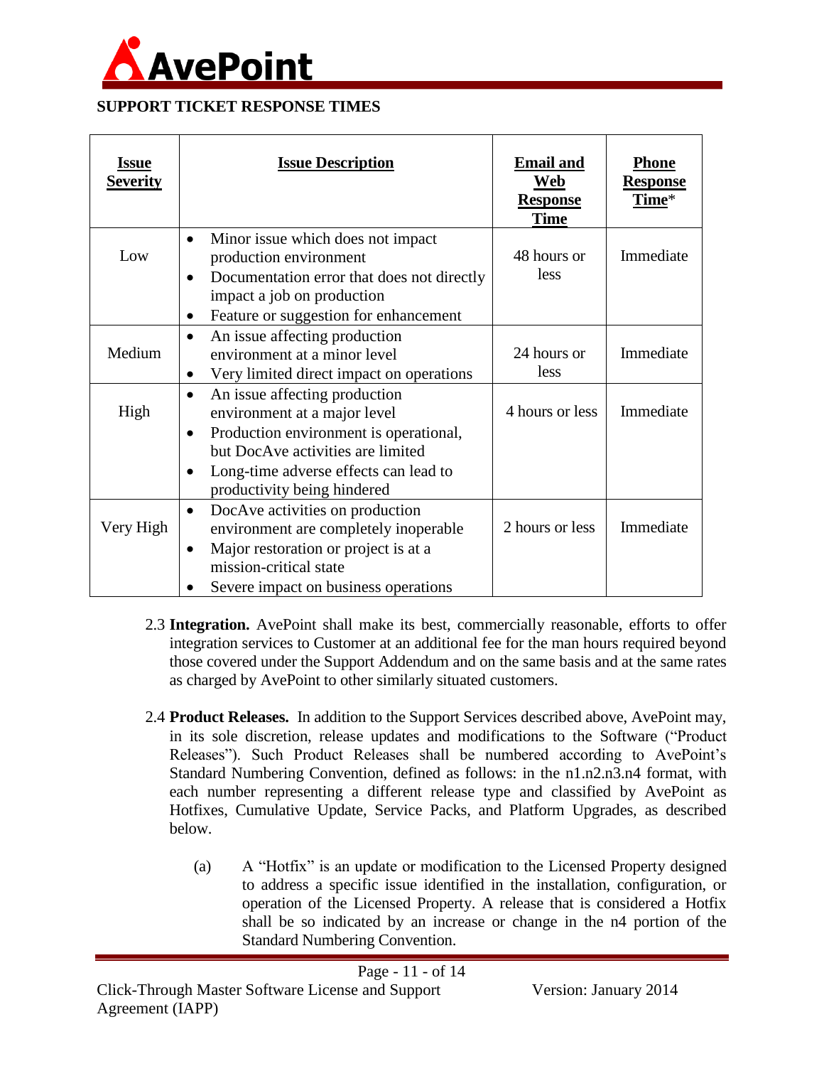## SUPPORT TICKET RESPONSE TIMES

| Issue Severity | Issue Description | Email and Web Response Time | Phone Response Time* |
|---|---|---|---|
| Low | • Minor issue which does not impact production environment<br>• Documentation error that does not directly impact a job on production<br>• Feature or suggestion for enhancement | 48 hours or less | Immediate |
| Medium | • An issue affecting production environment at a minor level<br>• Very limited direct impact on operations | 24 hours or less | Immediate |
| High | • An issue affecting production environment at a major level<br>• Production environment is operational, but DocAve activities are limited<br>• Long-time adverse effects can lead to productivity being hindered | 4 hours or less | Immediate |
| Very High | • DocAve activities on production environment are completely inoperable<br>• Major restoration or project is at a mission-critical state<br>• Severe impact on business operations | 2 hours or less | Immediate |

2.3 **Integration.** AvePoint shall make its best, commercially reasonable, efforts to offer integration services to Customer at an additional fee for the man hours required beyond those covered under the Support Addendum and on the same basis and at the same rates as charged by AvePoint to other similarly situated customers.

2.4 **Product Releases.** In addition to the Support Services described above, AvePoint may, in its sole discretion, release updates and modifications to the Software ("Product Releases"). Such Product Releases shall be numbered according to AvePoint's Standard Numbering Convention, defined as follows: in the n1.n2.n3.n4 format, with each number representing a different release type and classified by AvePoint as Hotfixes, Cumulative Update, Service Packs, and Platform Upgrades, as described below.

(a) A "Hotfix" is an update or modification to the Licensed Property designed to address a specific issue identified in the installation, configuration, or operation of the Licensed Property. A release that is considered a Hotfix shall be so indicated by an increase or change in the n4 portion of the Standard Numbering Convention.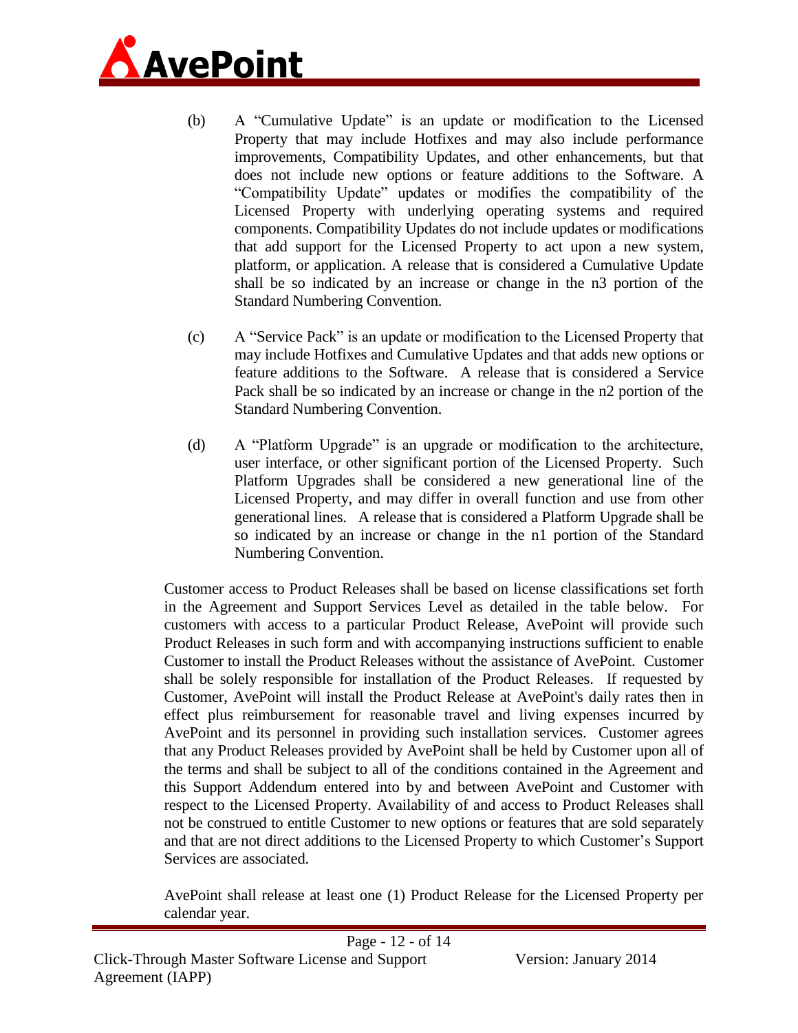(b) A "Cumulative Update" is an update or modification to the Licensed Property that may include Hotfixes and may also include performance improvements, Compatibility Updates, and other enhancements, but that does not include new options or feature additions to the Software. A "Compatibility Update" updates or modifies the compatibility of the Licensed Property with underlying operating systems and required components. Compatibility Updates do not include updates or modifications that add support for the Licensed Property to act upon a new system, platform, or application. A release that is considered a Cumulative Update shall be so indicated by an increase or change in the n3 portion of the Standard Numbering Convention.

(c) A "Service Pack" is an update or modification to the Licensed Property that may include Hotfixes and Cumulative Updates and that adds new options or feature additions to the Software. A release that is considered a Service Pack shall be so indicated by an increase or change in the n2 portion of the Standard Numbering Convention.

(d) A "Platform Upgrade" is an upgrade or modification to the architecture, user interface, or other significant portion of the Licensed Property. Such Platform Upgrades shall be considered a new generational line of the Licensed Property, and may differ in overall function and use from other generational lines. A release that is considered a Platform Upgrade shall be so indicated by an increase or change in the n1 portion of the Standard Numbering Convention.

Customer access to Product Releases shall be based on license classifications set forth in the Agreement and Support Services Level as detailed in the table below. For customers with access to a particular Product Release, AvePoint will provide such Product Releases in such form and with accompanying instructions sufficient to enable Customer to install the Product Releases without the assistance of AvePoint. Customer shall be solely responsible for installation of the Product Releases. If requested by Customer, AvePoint will install the Product Release at AvePoint's daily rates then in effect plus reimbursement for reasonable travel and living expenses incurred by AvePoint and its personnel in providing such installation services. Customer agrees that any Product Releases provided by AvePoint shall be held by Customer upon all of the terms and shall be subject to all of the conditions contained in the Agreement and this Support Addendum entered into by and between AvePoint and Customer with respect to the Licensed Property. Availability of and access to Product Releases shall not be construed to entitle Customer to new options or features that are sold separately and that are not direct additions to the Licensed Property to which Customer's Support Services are associated.

AvePoint shall release at least one (1) Product Release for the Licensed Property per calendar year.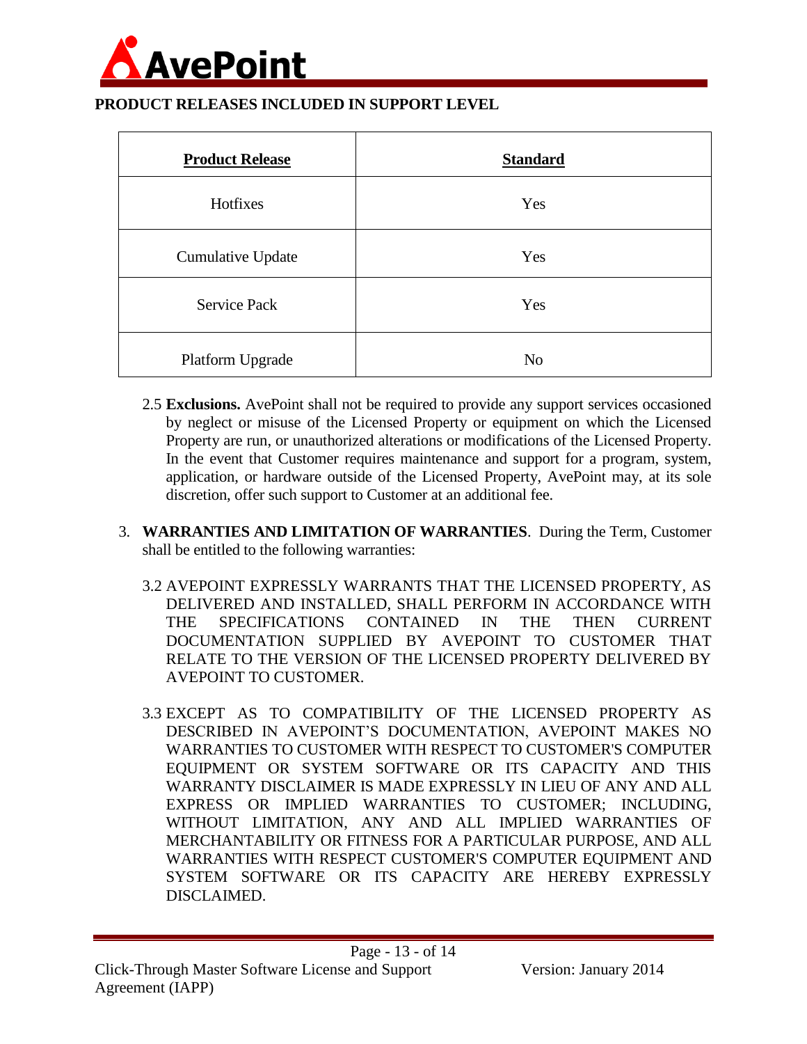## PRODUCT RELEASES INCLUDED IN SUPPORT LEVEL

| **Product Release** | **Standard** |
| --- | --- |
| Hotfixes | Yes |
| Cumulative Update | Yes |
| Service Pack | Yes |
| Platform Upgrade | No |

2.5 **Exclusions.** AvePoint shall not be required to provide any support services occasioned by neglect or misuse of the Licensed Property or equipment on which the Licensed Property are run, or unauthorized alterations or modifications of the Licensed Property. In the event that Customer requires maintenance and support for a program, system, application, or hardware outside of the Licensed Property, AvePoint may, at its sole discretion, offer such support to Customer at an additional fee.

3. **WARRANTIES AND LIMITATION OF WARRANTIES**. During the Term, Customer shall be entitled to the following warranties:

3.2 AVEPOINT EXPRESSLY WARRANTS THAT THE LICENSED PROPERTY, AS DELIVERED AND INSTALLED, SHALL PERFORM IN ACCORDANCE WITH THE SPECIFICATIONS CONTAINED IN THE THEN CURRENT DOCUMENTATION SUPPLIED BY AVEPOINT TO CUSTOMER THAT RELATE TO THE VERSION OF THE LICENSED PROPERTY DELIVERED BY AVEPOINT TO CUSTOMER.

3.3 EXCEPT AS TO COMPATIBILITY OF THE LICENSED PROPERTY AS DESCRIBED IN AVEPOINT'S DOCUMENTATION, AVEPOINT MAKES NO WARRANTIES TO CUSTOMER WITH RESPECT TO CUSTOMER'S COMPUTER EQUIPMENT OR SYSTEM SOFTWARE OR ITS CAPACITY AND THIS WARRANTY DISCLAIMER IS MADE EXPRESSLY IN LIEU OF ANY AND ALL EXPRESS OR IMPLIED WARRANTIES TO CUSTOMER; INCLUDING, WITHOUT LIMITATION, ANY AND ALL IMPLIED WARRANTIES OF MERCHANTABILITY OR FITNESS FOR A PARTICULAR PURPOSE, AND ALL WARRANTIES WITH RESPECT CUSTOMER'S COMPUTER EQUIPMENT AND SYSTEM SOFTWARE OR ITS CAPACITY ARE HEREBY EXPRESSLY DISCLAIMED.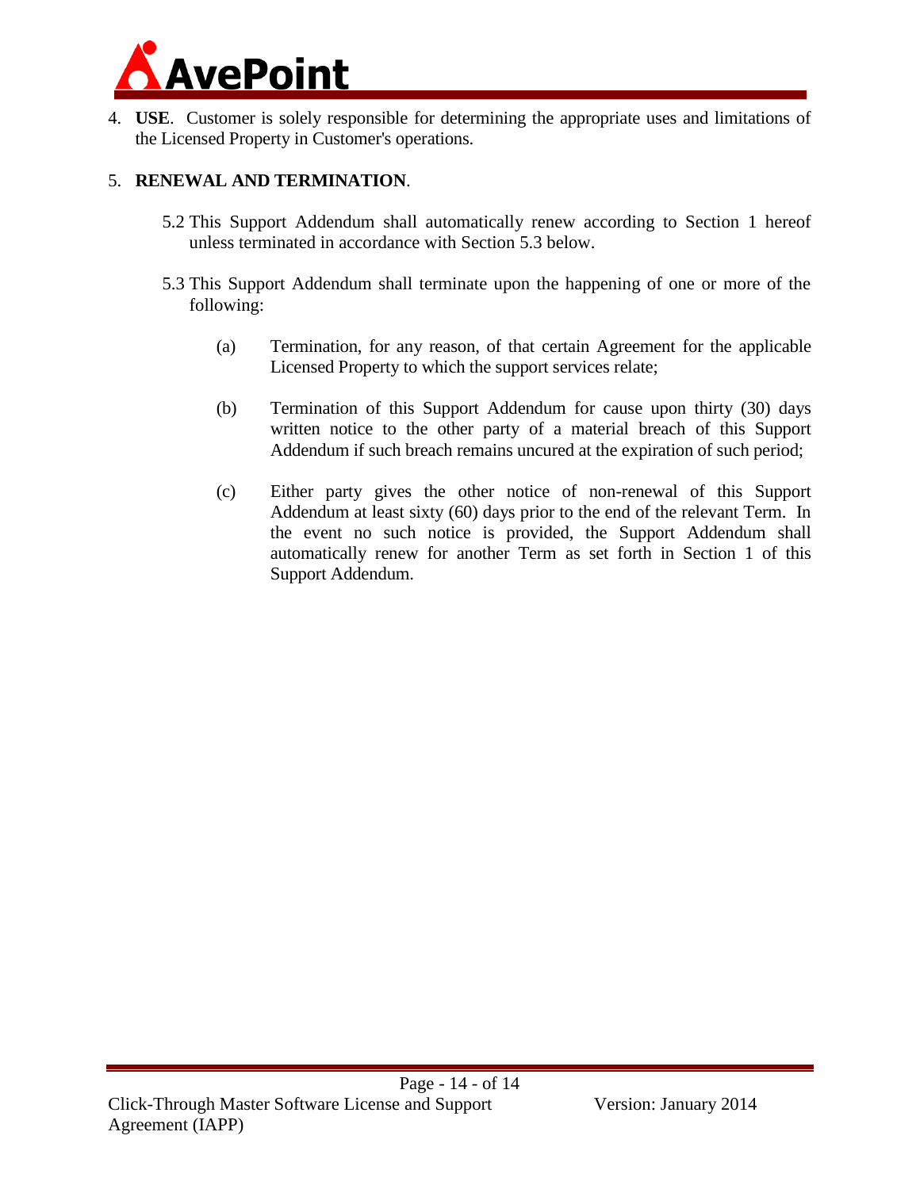4. **USE**. Customer is solely responsible for determining the appropriate uses and limitations of the Licensed Property in Customer's operations.

5. **RENEWAL AND TERMINATION**.

5.2 This Support Addendum shall automatically renew according to Section 1 hereof unless terminated in accordance with Section 5.3 below.

5.3 This Support Addendum shall terminate upon the happening of one or more of the following:

(a) Termination, for any reason, of that certain Agreement for the applicable Licensed Property to which the support services relate;

(b) Termination of this Support Addendum for cause upon thirty (30) days written notice to the other party of a material breach of this Support Addendum if such breach remains uncured at the expiration of such period;

(c) Either party gives the other notice of non-renewal of this Support Addendum at least sixty (60) days prior to the end of the relevant Term. In the event no such notice is provided, the Support Addendum shall automatically renew for another Term as set forth in Section 1 of this Support Addendum.